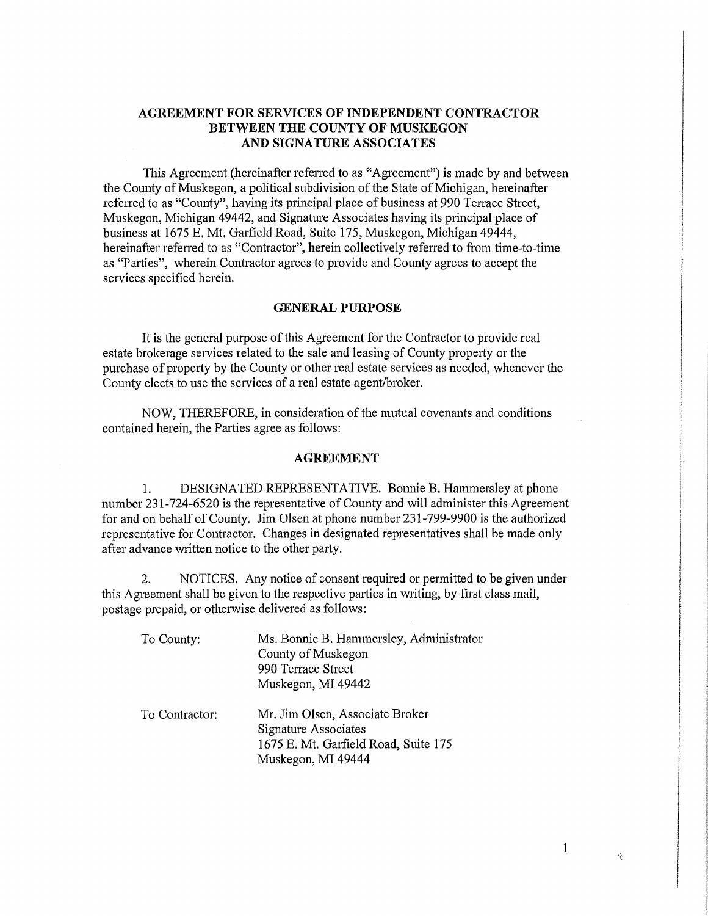# AGREEMENT FOR SERVICES OF INDEPENDENT CONTRACTOR BETWEEN THE COUNTY OF MUSKEGON AND SIGNATURE ASSOCIATES

This Agreement (hereinafter referred to as "Agreement") is made by and between the County of Muskegon, a political subdivision of the State of Michigan, hereinafter referred to as "County", having its principal place of business at 990 Terrace Street, Muskegon, Michigan 49442, and Signature Associates having its principal place of business at 1675 E. Mt. Garfield Road, Suite 175, Muskegon, Michigan 49444, hereinafter referred to as "Contractor", herein collectively referred to from time-to-time as "Parties", wherein Contractor agrees to provide and County agrees to accept the services specified herein.

## GENERAL PURPOSE

It is the general purpose of this Agreement for the Contractor to provide real estate brokerage services related to the sale and leasing of County property or the purchase of property by the County or other real estate services as needed, whenever the County elects to use the services of a real estate agent/broker.

NOW, THEREFORE, in consideration of the mutual covenants and conditions contained herein, the Parties agree as follows:

## AGREEMENT

1. DESIGNATED REPRESENTATIVE. Bonnie B. Hammersley at phone number 231-724-6520 is the representative of County and will administer this Agreement for and on behalf of County. Jim Olsen at phone number 231-799-9900 is the authorized representative for Contractor. Changes in designated representatives shall be made only after advance written notice to the other party.

2. NOTICES. Any notice of consent required or permitted to be given under this Agreement shall be given to the respective parties in writing, by first class mail, postage prepaid, or otherwise delivered as follows:

To County:

Ms. Bonnie B. Hammersley, Administrator
County of Muskegon
990 Terrace Street
Muskegon, MI 49442

To Contractor:

Mr. Jim Olsen, Associate Broker
Signature Associates
1675 E. Mt. Garfield Road, Suite 175
Muskegon, MI 49444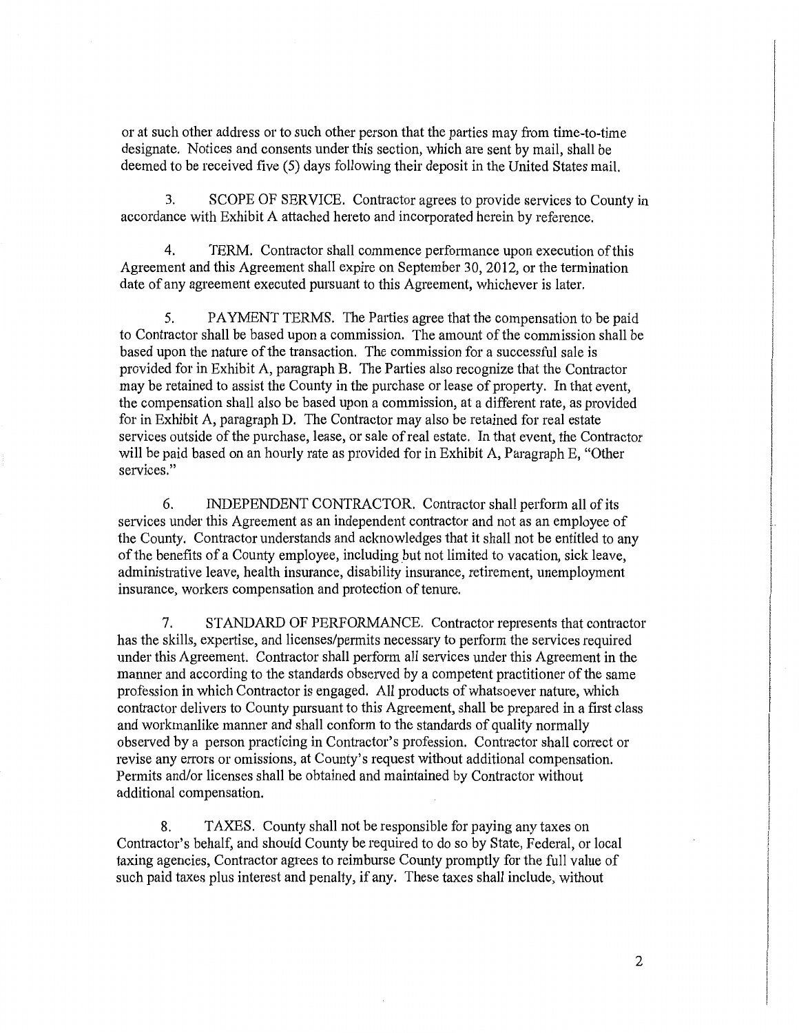or at such other address or to such other person that the parties may from time-to-time designate. Notices and consents under this section, which are sent by mail, shall be deemed to be received five (5) days following their deposit in the United States mail.

3. SCOPE OF SERVICE. Contractor agrees to provide services to County in accordance with Exhibit A attached hereto and incorporated herein by reference.

4. TERM. Contractor shall commence performance upon execution of this Agreement and this Agreement shall expire on September 30, 2012, or the termination date of any agreement executed pursuant to this Agreement, whichever is later.

5. PAYMENT TERMS. The Parties agree that the compensation to be paid to Contractor shall be based upon a commission. The amount of the commission shall be based upon the nature of the transaction. The commission for a successful sale is provided for in Exhibit A, paragraph B. The Parties also recognize that the Contractor may be retained to assist the County in the purchase or lease of property. In that event, the compensation shall also be based upon a commission, at a different rate, as provided for in Exhibit A, paragraph D. The Contractor may also be retained for real estate services outside of the purchase, lease, or sale of real estate. In that event, the Contractor will be paid based on an hourly rate as provided for in Exhibit A, Paragraph E, "Other services."

6. INDEPENDENT CONTRACTOR. Contractor shall perform all of its services under this Agreement as an independent contractor and not as an employee of the County. Contractor understands and acknowledges that it shall not be entitled to any of the benefits of a County employee, including but not limited to vacation, sick leave, administrative leave, health insurance, disability insurance, retirement, unemployment insurance, workers compensation and protection of tenure.

7. STANDARD OF PERFORMANCE. Contractor represents that contractor has the skills, expertise, and licenses/permits necessary to perform the services required under this Agreement. Contractor shall perform all services under this Agreement in the manner and according to the standards observed by a competent practitioner of the same profession in which Contractor is engaged. All products of whatsoever nature, which contractor delivers to County pursuant to this Agreement, shall be prepared in a first class and workmanlike manner and shall conform to the standards of quality normally observed by a person practicing in Contractor's profession. Contractor shall correct or revise any errors or omissions, at County's request without additional compensation. Permits and/or licenses shall be obtained and maintained by Contractor without additional compensation.

8. TAXES. County shall not be responsible for paying any taxes on Contractor's behalf, and should County be required to do so by State, Federal, or local taxing agencies, Contractor agrees to reimburse County promptly for the full value of such paid taxes plus interest and penalty, if any. These taxes shall include, without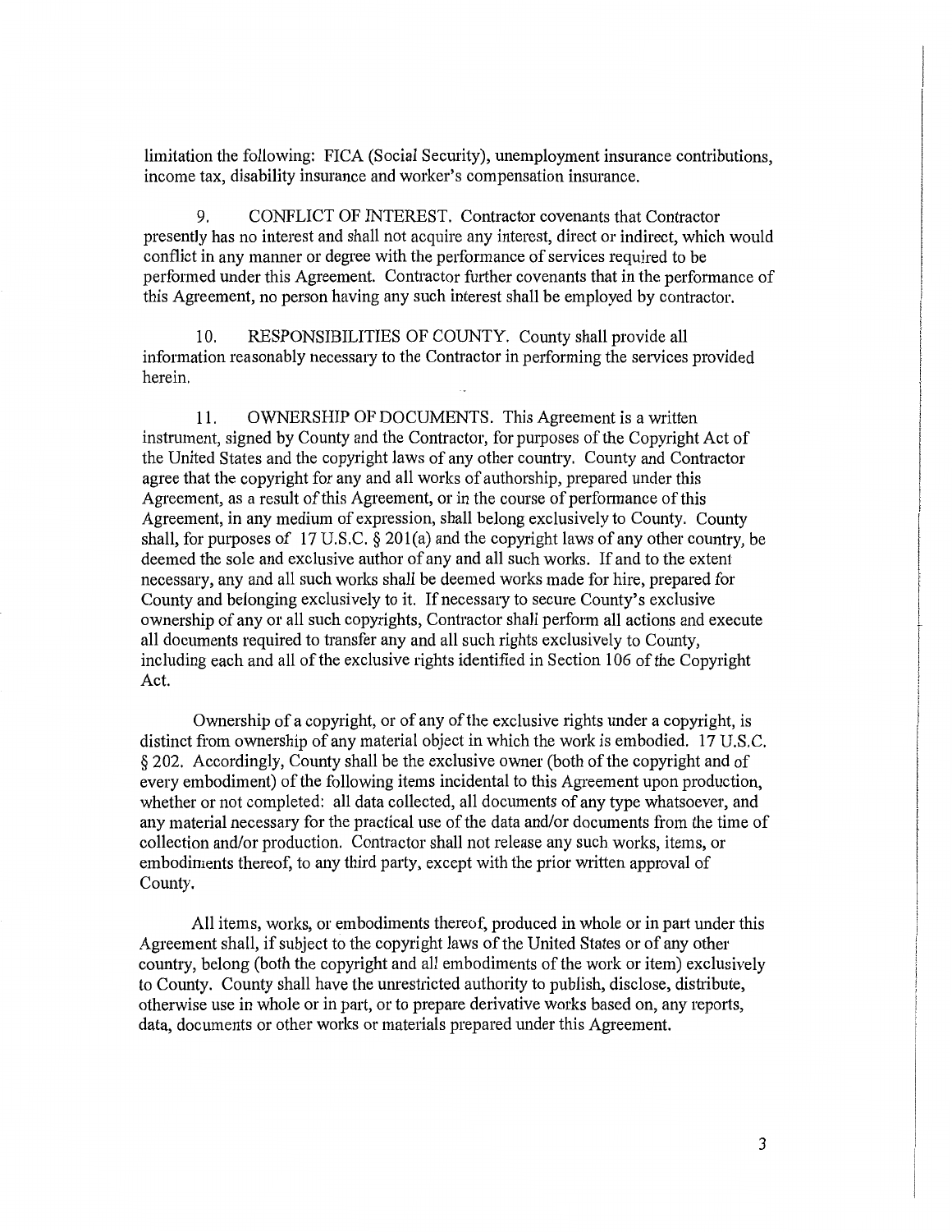limitation the following: FICA (Social Security), unemployment insurance contributions, income tax, disability insurance and worker's compensation insurance.

9. CONFLICT OF INTEREST. Contractor covenants that Contractor presently has no interest and shall not acquire any interest, direct or indirect, which would conflict in any manner or degree with the performance of services required to be performed under this Agreement. Contractor further covenants that in the performance of this Agreement, no person having any such interest shall be employed by contractor.

10. RESPONSIBILITIES OF COUNTY. County shall provide all information reasonably necessary to the Contractor in performing the services provided herein.

11. OWNERSHIP OF DOCUMENTS. This Agreement is a written instrument, signed by County and the Contractor, for purposes of the Copyright Act of the United States and the copyright laws of any other country. County and Contractor agree that the copyright for any and all works of authorship, prepared under this Agreement, as a result of this Agreement, or in the course of performance of this Agreement, in any medium of expression, shall belong exclusively to County. County shall, for purposes of 17 U.S.C. § 201(a) and the copyright laws of any other country, be deemed the sole and exclusive author of any and all such works. If and to the extent necessary, any and all such works shall be deemed works made for hire, prepared for County and belonging exclusively to it. If necessary to secure County's exclusive ownership of any or all such copyrights, Contractor shall perform all actions and execute all documents required to transfer any and all such rights exclusively to County, including each and all of the exclusive rights identified in Section 106 of the Copyright Act.

Ownership of a copyright, or of any of the exclusive rights under a copyright, is distinct from ownership of any material object in which the work is embodied. 17 U.S.C. § 202. Accordingly, County shall be the exclusive owner (both of the copyright and of every embodiment) of the following items incidental to this Agreement upon production, whether or not completed: all data collected, all documents of any type whatsoever, and any material necessary for the practical use of the data and/or documents from the time of collection and/or production. Contractor shall not release any such works, items, or embodiments thereof, to any third party, except with the prior written approval of County.

All items, works, or embodiments thereof, produced in whole or in part under this Agreement shall, if subject to the copyright laws of the United States or of any other country, belong (both the copyright and all embodiments of the work or item) exclusively to County. County shall have the unrestricted authority to publish, disclose, distribute, otherwise use in whole or in part, or to prepare derivative works based on, any reports, data, documents or other works or materials prepared under this Agreement.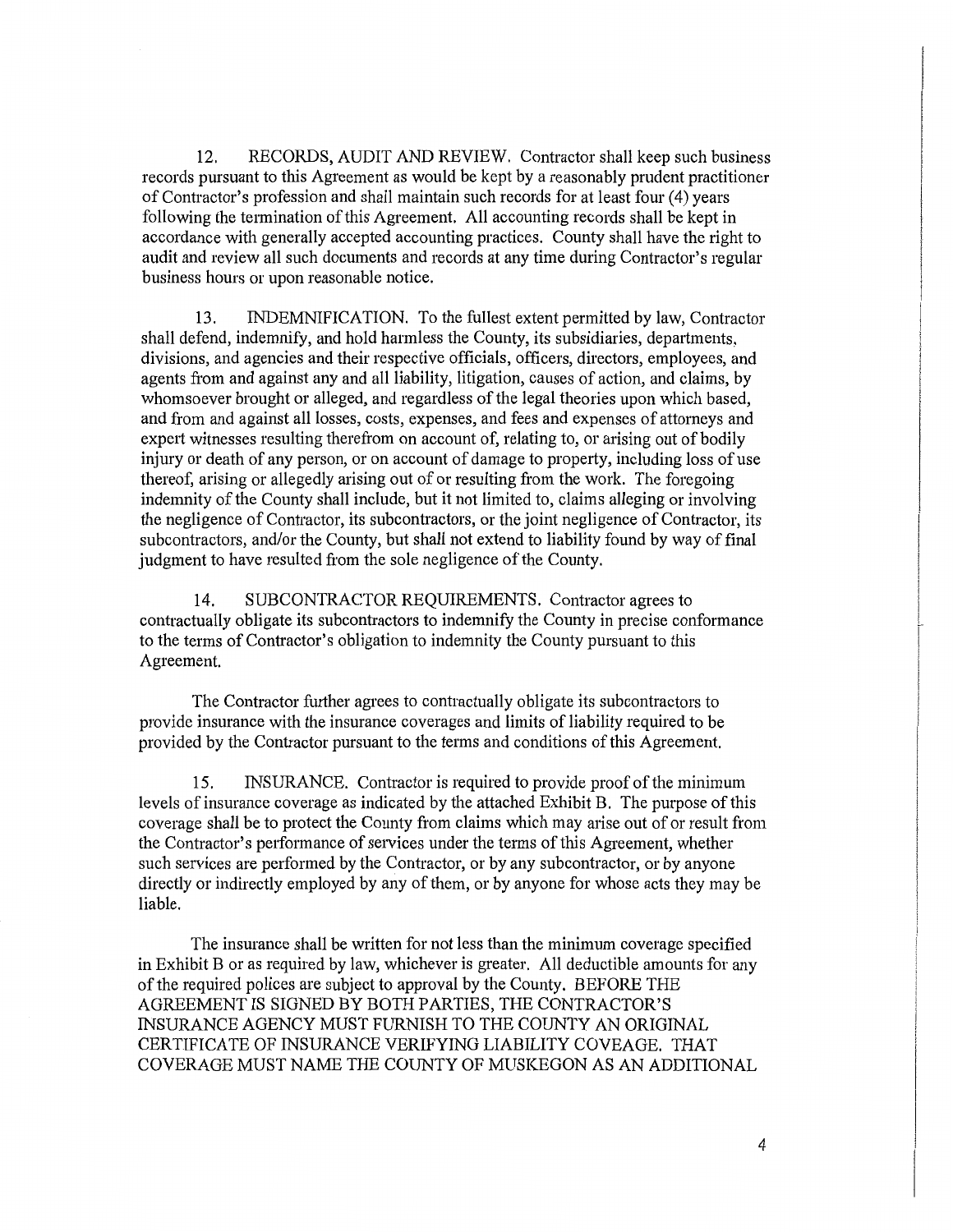12. RECORDS, AUDIT AND REVIEW. Contractor shall keep such business records pursuant to this Agreement as would be kept by a reasonably prudent practitioner of Contractor's profession and shall maintain such records for at least four (4) years following the termination of this Agreement. All accounting records shall be kept in accordance with generally accepted accounting practices. County shall have the right to audit and review all such documents and records at any time during Contractor's regular business hours or upon reasonable notice.

13. INDEMNIFICATION. To the fullest extent permitted by law, Contractor shall defend, indemnify, and hold harmless the County, its subsidiaries, departments, divisions, and agencies and their respective officials, officers, directors, employees, and agents from and against any and all liability, litigation, causes of action, and claims, by whomsoever brought or alleged, and regardless of the legal theories upon which based, and from and against all losses, costs, expenses, and fees and expenses of attorneys and expert witnesses resulting therefrom on account of, relating to, or arising out of bodily injury or death of any person, or on account of damage to property, including loss of use thereof, arising or allegedly arising out of or resulting from the work. The foregoing indemnity of the County shall include, but it not limited to, claims alleging or involving the negligence of Contractor, its subcontractors, or the joint negligence of Contractor, its subcontractors, and/or the County, but shall not extend to liability found by way of final judgment to have resulted from the sole negligence of the County.

14. SUBCONTRACTOR REQUIREMENTS. Contractor agrees to contractually obligate its subcontractors to indemnify the County in precise conformance to the terms of Contractor's obligation to indemnity the County pursuant to this Agreement.

The Contractor further agrees to contractually obligate its subcontractors to provide insurance with the insurance coverages and limits of liability required to be provided by the Contractor pursuant to the terms and conditions of this Agreement.

15. INSURANCE. Contractor is required to provide proof of the minimum levels of insurance coverage as indicated by the attached Exhibit B. The purpose of this coverage shall be to protect the County from claims which may arise out of or result from the Contractor's performance of services under the terms of this Agreement, whether such services are performed by the Contractor, or by any subcontractor, or by anyone directly or indirectly employed by any of them, or by anyone for whose acts they may be liable.

The insurance shall be written for not less than the minimum coverage specified in Exhibit B or as required by law, whichever is greater. All deductible amounts for any of the required polices are subject to approval by the County. BEFORE THE AGREEMENT IS SIGNED BY BOTH PARTIES, THE CONTRACTOR'S INSURANCE AGENCY MUST FURNISH TO THE COUNTY AN ORIGINAL CERTIFICATE OF INSURANCE VERIFYING LIABILITY COVEAGE. THAT COVERAGE MUST NAME THE COUNTY OF MUSKEGON AS AN ADDITIONAL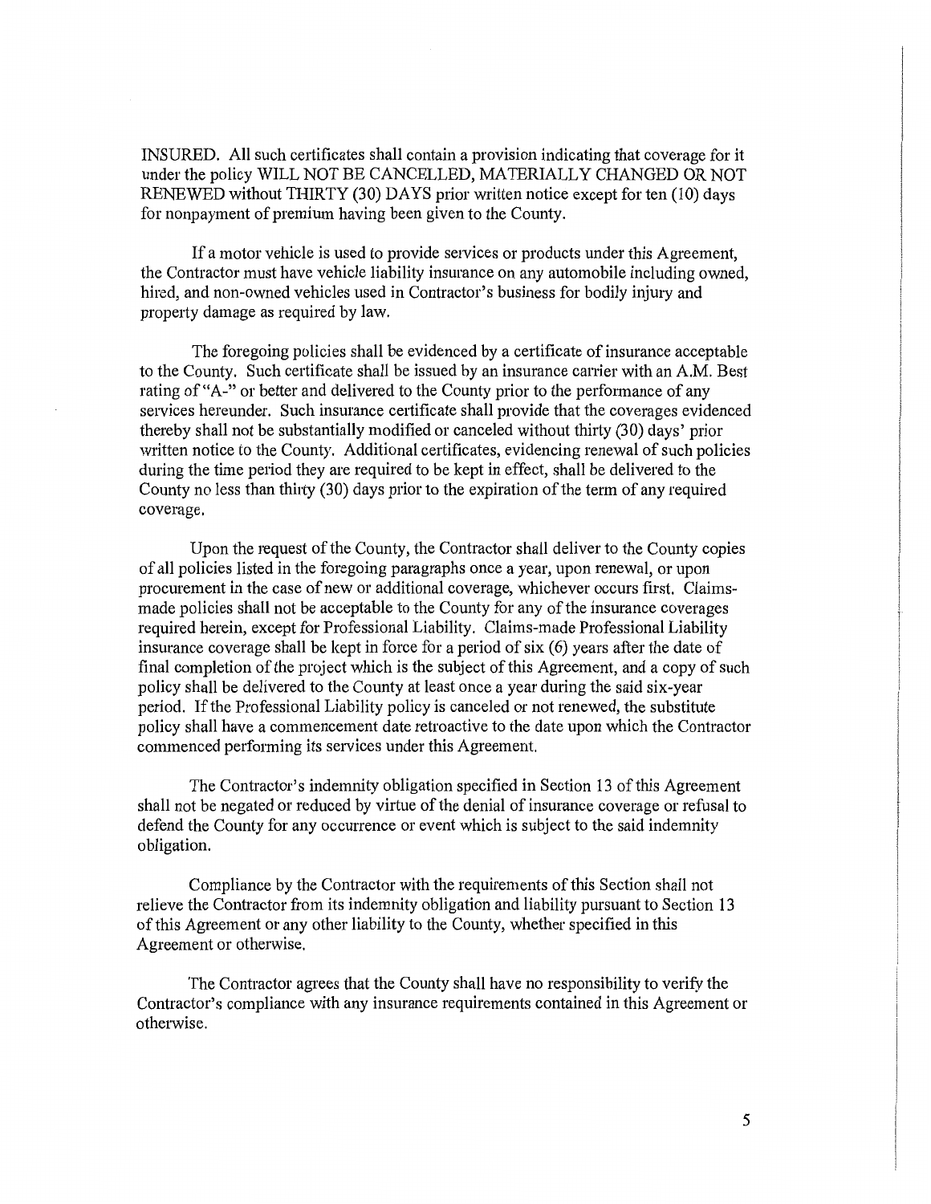INSURED. All such certificates shall contain a provision indicating that coverage for it under the policy WILL NOT BE CANCELLED, MATERIALLY CHANGED OR NOT RENEWED without THIRTY (30) DAYS prior written notice except for ten (10) days for nonpayment of premium having been given to the County.

If a motor vehicle is used to provide services or products under this Agreement, the Contractor must have vehicle liability insurance on any automobile including owned, hired, and non-owned vehicles used in Contractor's business for bodily injury and property damage as required by law.

The foregoing policies shall be evidenced by a certificate of insurance acceptable to the County. Such certificate shall be issued by an insurance carrier with an A.M. Best rating of "A-" or better and delivered to the County prior to the performance of any services hereunder. Such insurance certificate shall provide that the coverages evidenced thereby shall not be substantially modified or canceled without thirty (30) days' prior written notice to the County. Additional certificates, evidencing renewal of such policies during the time period they are required to be kept in effect, shall be delivered to the County no less than thirty (30) days prior to the expiration of the term of any required coverage.

Upon the request of the County, the Contractor shall deliver to the County copies of all policies listed in the foregoing paragraphs once a year, upon renewal, or upon procurement in the case of new or additional coverage, whichever occurs first. Claims-made policies shall not be acceptable to the County for any of the insurance coverages required herein, except for Professional Liability. Claims-made Professional Liability insurance coverage shall be kept in force for a period of six (6) years after the date of final completion of the project which is the subject of this Agreement, and a copy of such policy shall be delivered to the County at least once a year during the said six-year period. If the Professional Liability policy is canceled or not renewed, the substitute policy shall have a commencement date retroactive to the date upon which the Contractor commenced performing its services under this Agreement.

The Contractor's indemnity obligation specified in Section 13 of this Agreement shall not be negated or reduced by virtue of the denial of insurance coverage or refusal to defend the County for any occurrence or event which is subject to the said indemnity obligation.

Compliance by the Contractor with the requirements of this Section shall not relieve the Contractor from its indemnity obligation and liability pursuant to Section 13 of this Agreement or any other liability to the County, whether specified in this Agreement or otherwise.

The Contractor agrees that the County shall have no responsibility to verify the Contractor's compliance with any insurance requirements contained in this Agreement or otherwise.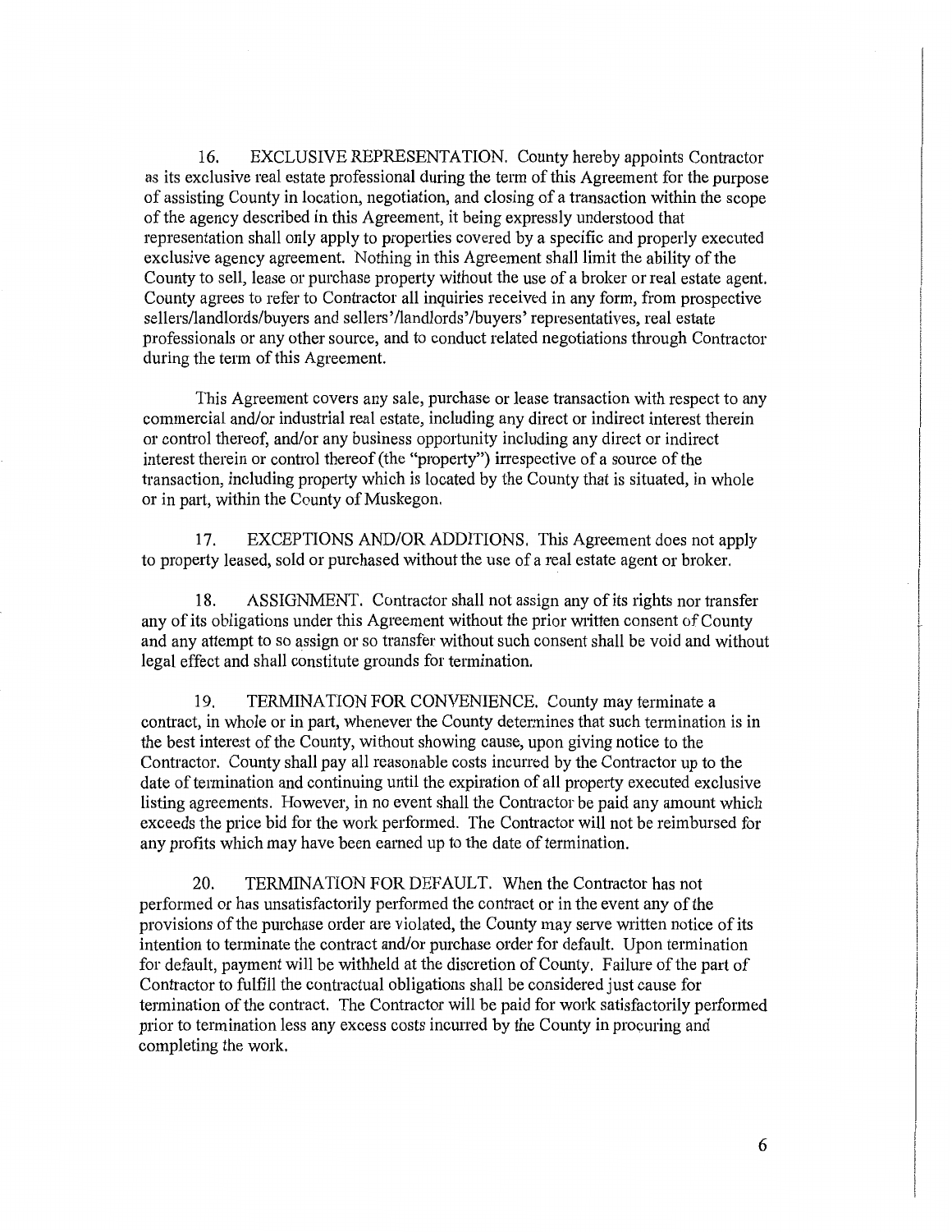16. EXCLUSIVE REPRESENTATION. County hereby appoints Contractor as its exclusive real estate professional during the term of this Agreement for the purpose of assisting County in location, negotiation, and closing of a transaction within the scope of the agency described in this Agreement, it being expressly understood that representation shall only apply to properties covered by a specific and properly executed exclusive agency agreement. Nothing in this Agreement shall limit the ability of the County to sell, lease or purchase property without the use of a broker or real estate agent. County agrees to refer to Contractor all inquiries received in any form, from prospective sellers/landlords/buyers and sellers'/landlords'/buyers' representatives, real estate professionals or any other source, and to conduct related negotiations through Contractor during the term of this Agreement.

This Agreement covers any sale, purchase or lease transaction with respect to any commercial and/or industrial real estate, including any direct or indirect interest therein or control thereof, and/or any business opportunity including any direct or indirect interest therein or control thereof (the "property") irrespective of a source of the transaction, including property which is located by the County that is situated, in whole or in part, within the County of Muskegon.

17. EXCEPTIONS AND/OR ADDITIONS. This Agreement does not apply to property leased, sold or purchased without the use of a real estate agent or broker.

18. ASSIGNMENT. Contractor shall not assign any of its rights nor transfer any of its obligations under this Agreement without the prior written consent of County and any attempt to so assign or so transfer without such consent shall be void and without legal effect and shall constitute grounds for termination.

19. TERMINATION FOR CONVENIENCE. County may terminate a contract, in whole or in part, whenever the County determines that such termination is in the best interest of the County, without showing cause, upon giving notice to the Contractor. County shall pay all reasonable costs incurred by the Contractor up to the date of termination and continuing until the expiration of all property executed exclusive listing agreements. However, in no event shall the Contractor be paid any amount which exceeds the price bid for the work performed. The Contractor will not be reimbursed for any profits which may have been earned up to the date of termination.

20. TERMINATION FOR DEFAULT. When the Contractor has not performed or has unsatisfactorily performed the contract or in the event any of the provisions of the purchase order are violated, the County may serve written notice of its intention to terminate the contract and/or purchase order for default. Upon termination for default, payment will be withheld at the discretion of County. Failure of the part of Contractor to fulfill the contractual obligations shall be considered just cause for termination of the contract. The Contractor will be paid for work satisfactorily performed prior to termination less any excess costs incurred by the County in procuring and completing the work.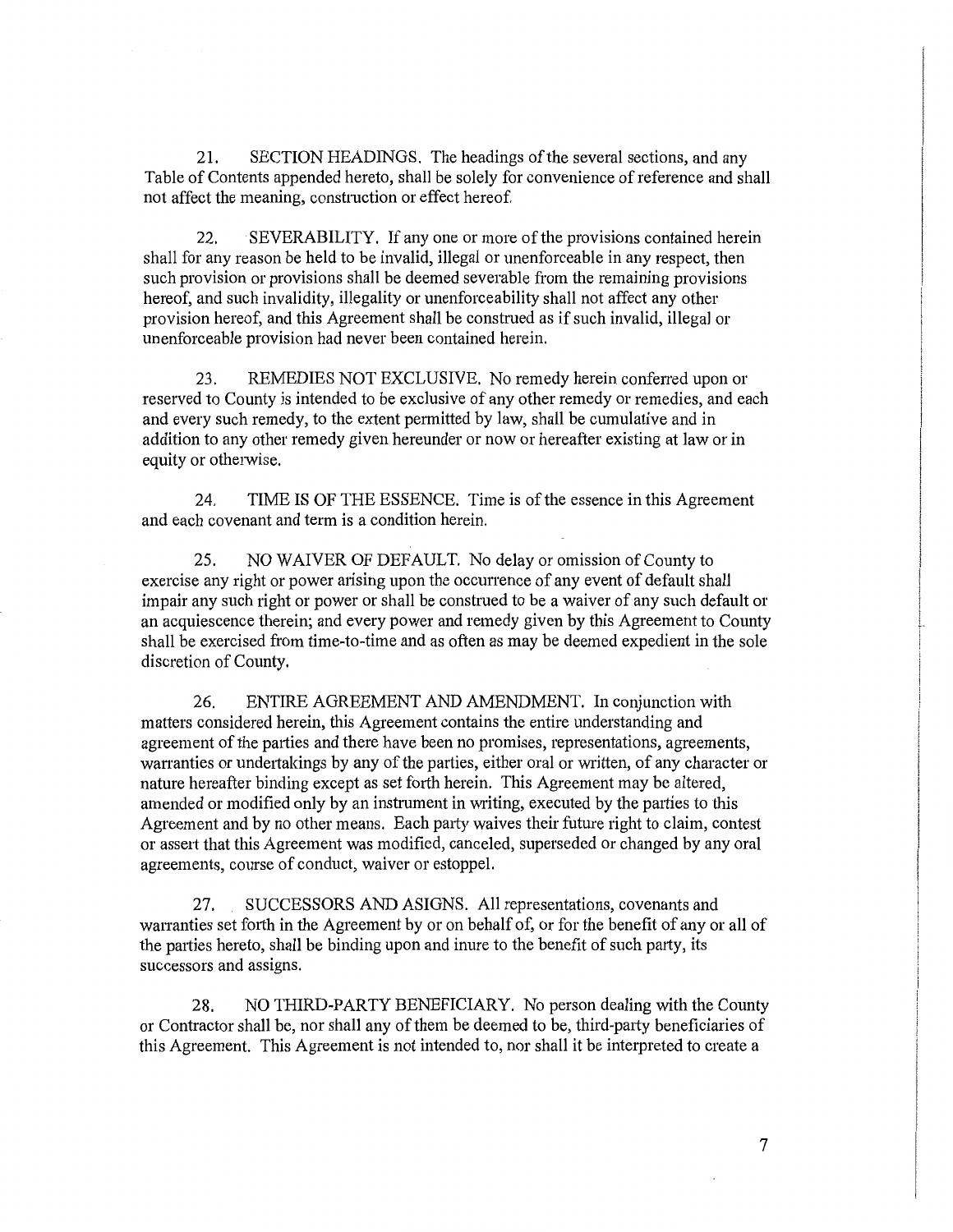21. SECTION HEADINGS. The headings of the several sections, and any Table of Contents appended hereto, shall be solely for convenience of reference and shall not affect the meaning, construction or effect hereof.

22. SEVERABILITY. If any one or more of the provisions contained herein shall for any reason be held to be invalid, illegal or unenforceable in any respect, then such provision or provisions shall be deemed severable from the remaining provisions hereof, and such invalidity, illegality or unenforceability shall not affect any other provision hereof, and this Agreement shall be construed as if such invalid, illegal or unenforceable provision had never been contained herein.

23. REMEDIES NOT EXCLUSIVE. No remedy herein conferred upon or reserved to County is intended to be exclusive of any other remedy or remedies, and each and every such remedy, to the extent permitted by law, shall be cumulative and in addition to any other remedy given hereunder or now or hereafter existing at law or in equity or otherwise.

24. TIME IS OF THE ESSENCE. Time is of the essence in this Agreement and each covenant and term is a condition herein.

25. NO WAIVER OF DEFAULT. No delay or omission of County to exercise any right or power arising upon the occurrence of any event of default shall impair any such right or power or shall be construed to be a waiver of any such default or an acquiescence therein; and every power and remedy given by this Agreement to County shall be exercised from time-to-time and as often as may be deemed expedient in the sole discretion of County.

26. ENTIRE AGREEMENT AND AMENDMENT. In conjunction with matters considered herein, this Agreement contains the entire understanding and agreement of the parties and there have been no promises, representations, agreements, warranties or undertakings by any of the parties, either oral or written, of any character or nature hereafter binding except as set forth herein. This Agreement may be altered, amended or modified only by an instrument in writing, executed by the parties to this Agreement and by no other means. Each party waives their future right to claim, contest or assert that this Agreement was modified, canceled, superseded or changed by any oral agreements, course of conduct, waiver or estoppel.

27. SUCCESSORS AND ASIGNS. All representations, covenants and warranties set forth in the Agreement by or on behalf of, or for the benefit of any or all of the parties hereto, shall be binding upon and inure to the benefit of such party, its successors and assigns.

28. NO THIRD-PARTY BENEFICIARY. No person dealing with the County or Contractor shall be, nor shall any of them be deemed to be, third-party beneficiaries of this Agreement. This Agreement is not intended to, nor shall it be interpreted to create a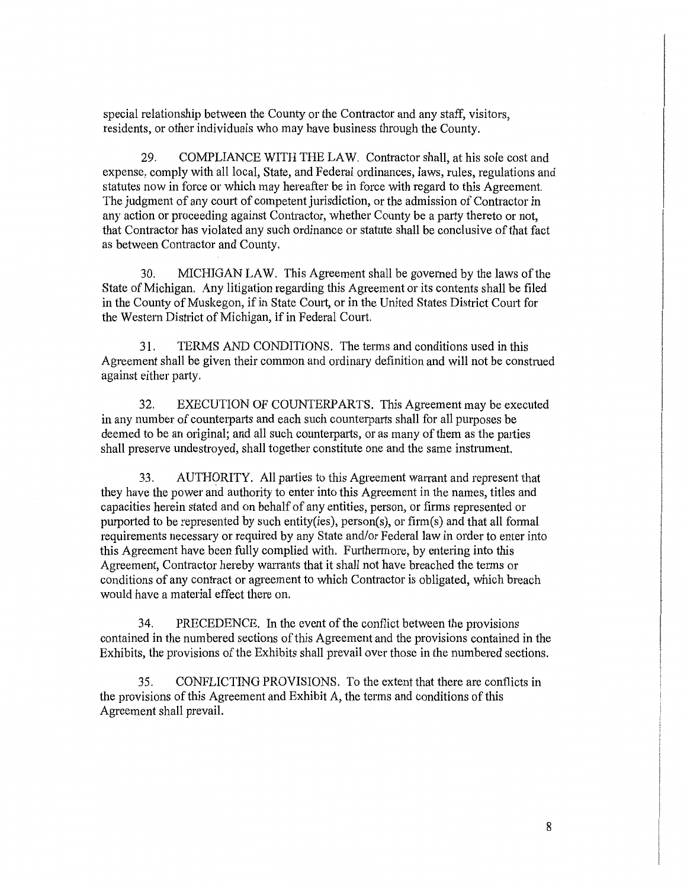special relationship between the County or the Contractor and any staff, visitors, residents, or other individuals who may have business through the County.

29. COMPLIANCE WITH THE LAW. Contractor shall, at his sole cost and expense, comply with all local, State, and Federal ordinances, laws, rules, regulations and statutes now in force or which may hereafter be in force with regard to this Agreement. The judgment of any court of competent jurisdiction, or the admission of Contractor in any action or proceeding against Contractor, whether County be a party thereto or not, that Contractor has violated any such ordinance or statute shall be conclusive of that fact as between Contractor and County.

30. MICHIGAN LAW. This Agreement shall be governed by the laws of the State of Michigan. Any litigation regarding this Agreement or its contents shall be filed in the County of Muskegon, if in State Court, or in the United States District Court for the Western District of Michigan, if in Federal Court.

31. TERMS AND CONDITIONS. The terms and conditions used in this Agreement shall be given their common and ordinary definition and will not be construed against either party.

32. EXECUTION OF COUNTERPARTS. This Agreement may be executed in any number of counterparts and each such counterparts shall for all purposes be deemed to be an original; and all such counterparts, or as many of them as the parties shall preserve undestroyed, shall together constitute one and the same instrument.

33. AUTHORITY. All parties to this Agreement warrant and represent that they have the power and authority to enter into this Agreement in the names, titles and capacities herein stated and on behalf of any entities, person, or firms represented or purported to be represented by such entity(ies), person(s), or firm(s) and that all formal requirements necessary or required by any State and/or Federal law in order to enter into this Agreement have been fully complied with. Furthermore, by entering into this Agreement, Contractor hereby warrants that it shall not have breached the terms or conditions of any contract or agreement to which Contractor is obligated, which breach would have a material effect there on.

34. PRECEDENCE. In the event of the conflict between the provisions contained in the numbered sections of this Agreement and the provisions contained in the Exhibits, the provisions of the Exhibits shall prevail over those in the numbered sections.

35. CONFLICTING PROVISIONS. To the extent that there are conflicts in the provisions of this Agreement and Exhibit A, the terms and conditions of this Agreement shall prevail.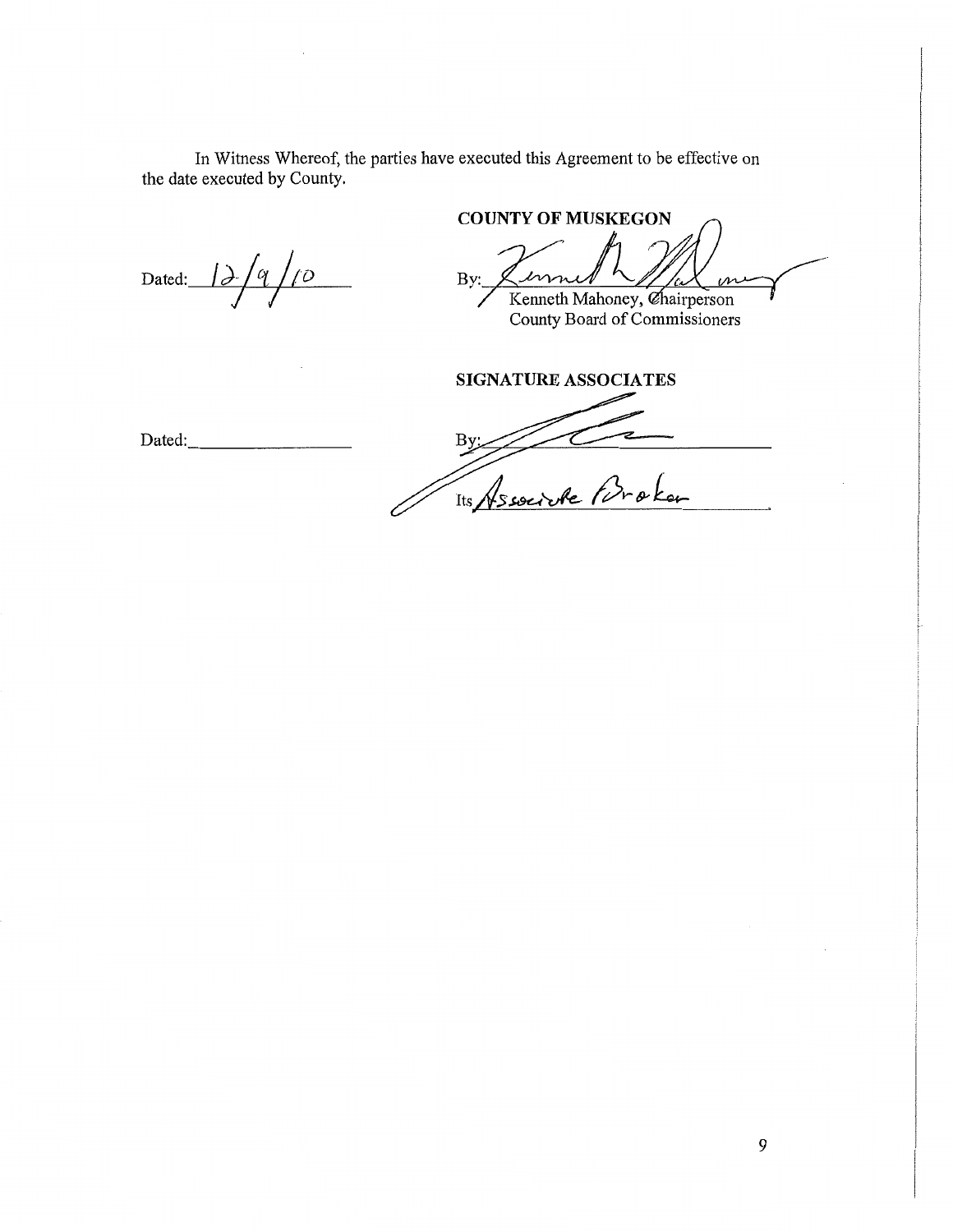In Witness Whereof, the parties have executed this Agreement to be effective on the date executed by County.

Dated: 12/9/10

**COUNTY OF MUSKEGON**

By: ______________________
Kenneth Mahoney, Chairperson
County Board of Commissioners

Dated: ______________________

**SIGNATURE ASSOCIATES**

By: ______________________

Its Associate Broker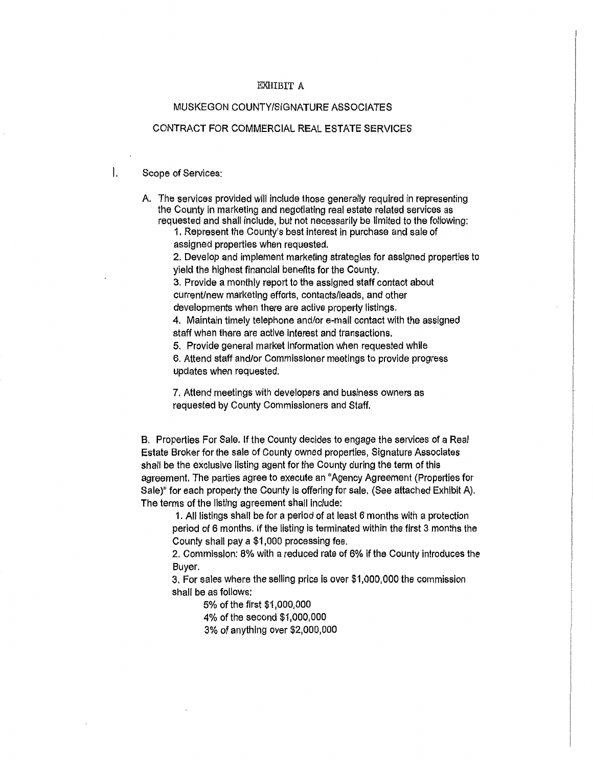EXHIBIT A

MUSKEGON COUNTY/SIGNATURE ASSOCIATES

CONTRACT FOR COMMERCIAL REAL ESTATE SERVICES

I. Scope of Services:

A. The services provided will include those generally required in representing the County in marketing and negotiating real estate related services as requested and shall include, but not necessarily be limited to the following:

1. Represent the County's best interest in purchase and sale of assigned properties when requested.
2. Develop and implement marketing strategies for assigned properties to yield the highest financial benefits for the County.
3. Provide a monthly report to the assigned staff contact about current/new marketing efforts, contacts/leads, and other developments when there are active property listings.
4. Maintain timely telephone and/or e-mail contact with the assigned staff when there are active interest and transactions.
5. Provide general market information when requested while
6. Attend staff and/or Commissioner meetings to provide progress updates when requested.
7. Attend meetings with developers and business owners as requested by County Commissioners and Staff.

B. Properties For Sale. If the County decides to engage the services of a Real Estate Broker for the sale of County owned properties, Signature Associates shall be the exclusive listing agent for the County during the term of this agreement. The parties agree to execute an "Agency Agreement (Properties for Sale)" for each property the County is offering for sale. (See attached Exhibit A). The terms of the listing agreement shall include:

1. All listings shall be for a period of at least 6 months with a protection period of 6 months. If the listing is terminated within the first 3 months the County shall pay a $1,000 processing fee.
2. Commission: 8% with a reduced rate of 6% if the County introduces the Buyer.
3. For sales where the selling price is over $1,000,000 the commission shall be as follows:

   5% of the first $1,000,000
   4% of the second $1,000,000
   3% of anything over $2,000,000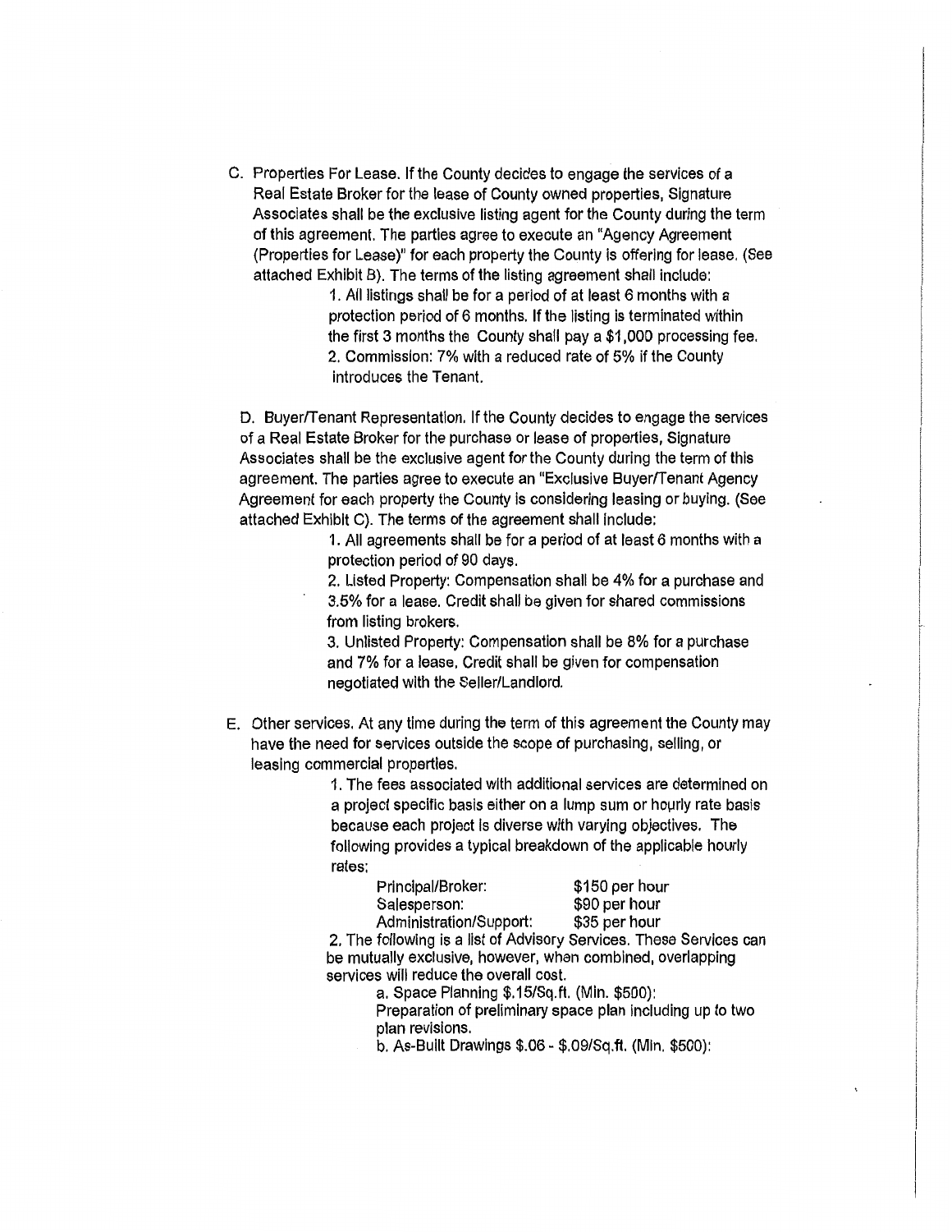C. Properties For Lease. If the County decides to engage the services of a Real Estate Broker for the lease of County owned properties, Signature Associates shall be the exclusive listing agent for the County during the term of this agreement. The parties agree to execute an "Agency Agreement (Properties for Lease)" for each property the County is offering for lease. (See attached Exhibit B). The terms of the listing agreement shall include:

1. All listings shall be for a period of at least 6 months with a protection period of 6 months. If the listing is terminated within the first 3 months the County shall pay a $1,000 processing fee.
2. Commission: 7% with a reduced rate of 5% if the County introduces the Tenant.

D. Buyer/Tenant Representation. If the County decides to engage the services of a Real Estate Broker for the purchase or lease of properties, Signature Associates shall be the exclusive agent for the County during the term of this agreement. The parties agree to execute an "Exclusive Buyer/Tenant Agency Agreement for each property the County is considering leasing or buying. (See attached Exhibit C). The terms of the agreement shall include:

1. All agreements shall be for a period of at least 6 months with a protection period of 90 days.
2. Listed Property: Compensation shall be 4% for a purchase and 3.5% for a lease. Credit shall be given for shared commissions from listing brokers.
3. Unlisted Property: Compensation shall be 8% for a purchase and 7% for a lease. Credit shall be given for compensation negotiated with the Seller/Landlord.

E. Other services. At any time during the term of this agreement the County may have the need for services outside the scope of purchasing, selling, or leasing commercial properties.

1. The fees associated with additional services are determined on a project specific basis either on a lump sum or hourly rate basis because each project is diverse with varying objectives. The following provides a typical breakdown of the applicable hourly rates:

| | |
|---|---|
| Principal/Broker: | $150 per hour |
| Salesperson: | $90 per hour |
| Administration/Support: | $35 per hour |

2. The following is a list of Advisory Services. These Services can be mutually exclusive, however, when combined, overlapping services will reduce the overall cost.

   a. Space Planning $.15/Sq.ft. (Min. $500):
   Preparation of preliminary space plan including up to two plan revisions.

   b. As-Built Drawings $.06 - $.09/Sq.ft. (Min. $500):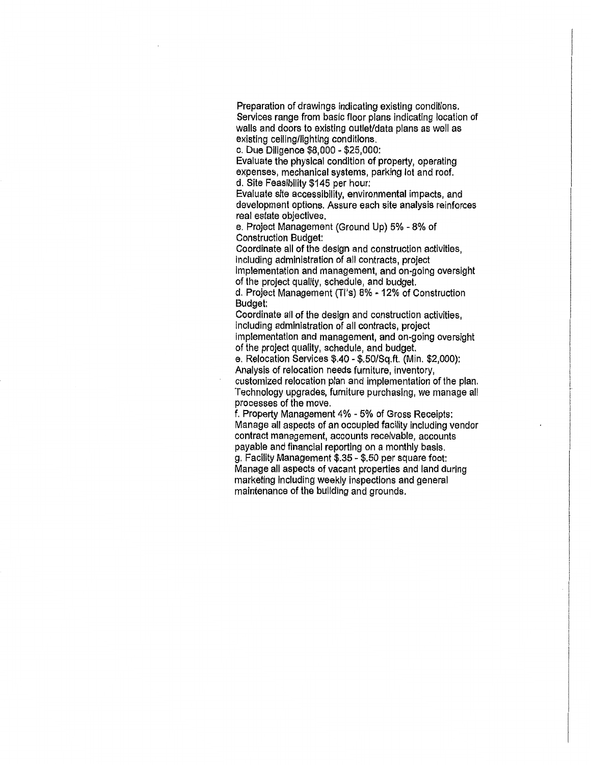Preparation of drawings indicating existing conditions. Services range from basic floor plans indicating location of walls and doors to existing outlet/data plans as well as existing ceiling/lighting conditions.

c. Due Diligence $8,000 - $25,000:
Evaluate the physical condition of property, operating expenses, mechanical systems, parking lot and roof.

d. Site Feasibility $145 per hour:
Evaluate site accessibility, environmental impacts, and development options. Assure each site analysis reinforces real estate objectives.

e. Project Management (Ground Up) 5% - 8% of Construction Budget:
Coordinate all of the design and construction activities, including administration of all contracts, project implementation and management, and on-going oversight of the project quality, schedule, and budget.

d. Project Management (TI's) 8% - 12% of Construction Budget:
Coordinate all of the design and construction activities, including administration of all contracts, project implementation and management, and on-going oversight of the project quality, schedule, and budget.

e. Relocation Services $.40 - $.50/Sq.ft. (Min. $2,000):
Analysis of relocation needs furniture, inventory, customized relocation plan and implementation of the plan. Technology upgrades, furniture purchasing, we manage all processes of the move.

f. Property Management 4% - 5% of Gross Receipts:
Manage all aspects of an occupied facility including vendor contract management, accounts receivable, accounts payable and financial reporting on a monthly basis.

g. Facility Management $.35 - $.50 per square foot:
Manage all aspects of vacant properties and land during marketing including weekly inspections and general maintenance of the building and grounds.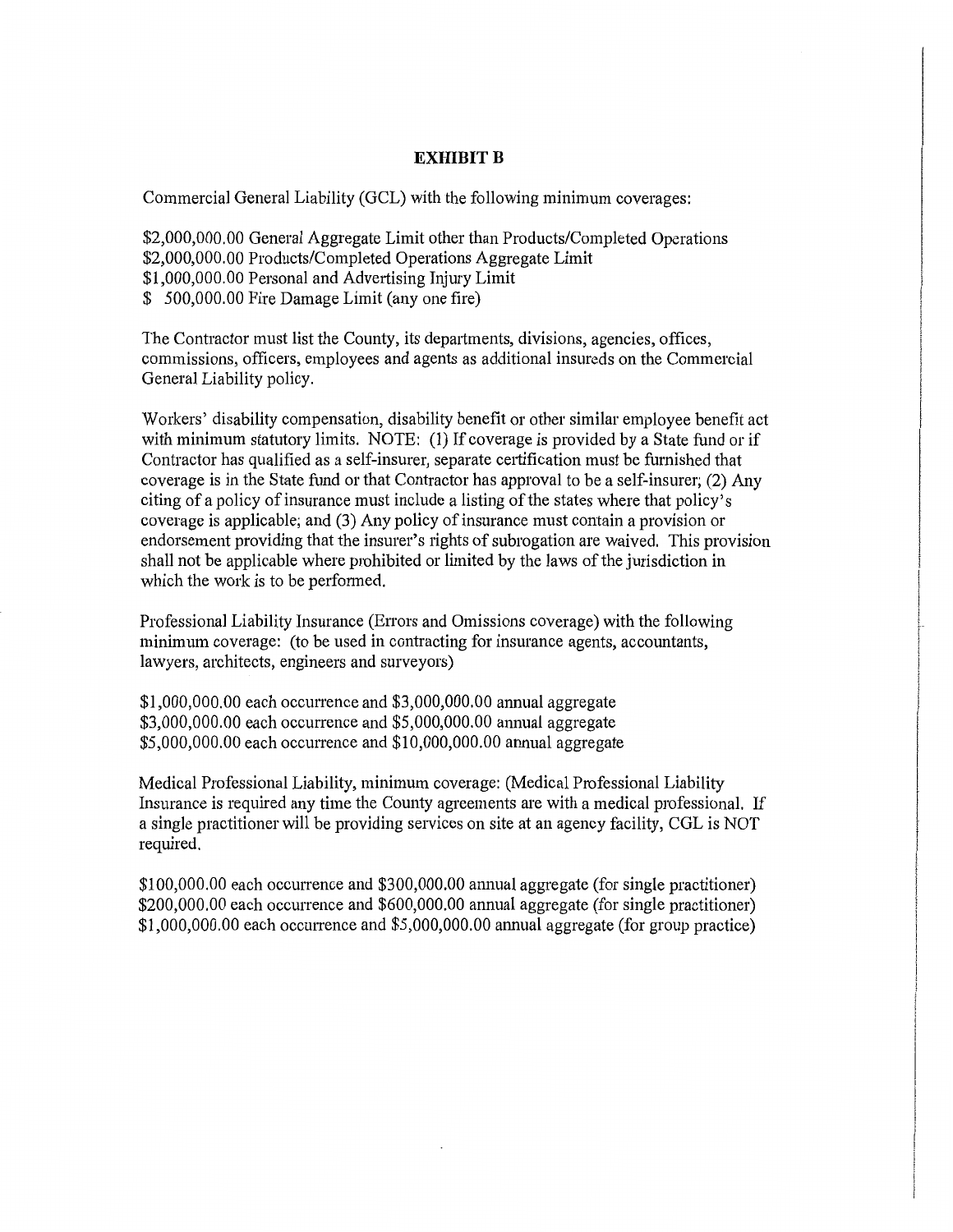## EXHIBIT B

Commercial General Liability (GCL) with the following minimum coverages:

$2,000,000.00 General Aggregate Limit other than Products/Completed Operations
$2,000,000.00 Products/Completed Operations Aggregate Limit
$1,000,000.00 Personal and Advertising Injury Limit
$ 500,000.00 Fire Damage Limit (any one fire)

The Contractor must list the County, its departments, divisions, agencies, offices, commissions, officers, employees and agents as additional insureds on the Commercial General Liability policy.

Workers' disability compensation, disability benefit or other similar employee benefit act with minimum statutory limits. NOTE: (1) If coverage is provided by a State fund or if Contractor has qualified as a self-insurer, separate certification must be furnished that coverage is in the State fund or that Contractor has approval to be a self-insurer; (2) Any citing of a policy of insurance must include a listing of the states where that policy's coverage is applicable; and (3) Any policy of insurance must contain a provision or endorsement providing that the insurer's rights of subrogation are waived. This provision shall not be applicable where prohibited or limited by the laws of the jurisdiction in which the work is to be performed.

Professional Liability Insurance (Errors and Omissions coverage) with the following minimum coverage: (to be used in contracting for insurance agents, accountants, lawyers, architects, engineers and surveyors)

$1,000,000.00 each occurrence and $3,000,000.00 annual aggregate
$3,000,000.00 each occurrence and $5,000,000.00 annual aggregate
$5,000,000.00 each occurrence and $10,000,000.00 annual aggregate

Medical Professional Liability, minimum coverage: (Medical Professional Liability Insurance is required any time the County agreements are with a medical professional. If a single practitioner will be providing services on site at an agency facility, CGL is NOT required.

$100,000.00 each occurrence and $300,000.00 annual aggregate (for single practitioner)
$200,000.00 each occurrence and $600,000.00 annual aggregate (for single practitioner)
$1,000,000.00 each occurrence and $5,000,000.00 annual aggregate (for group practice)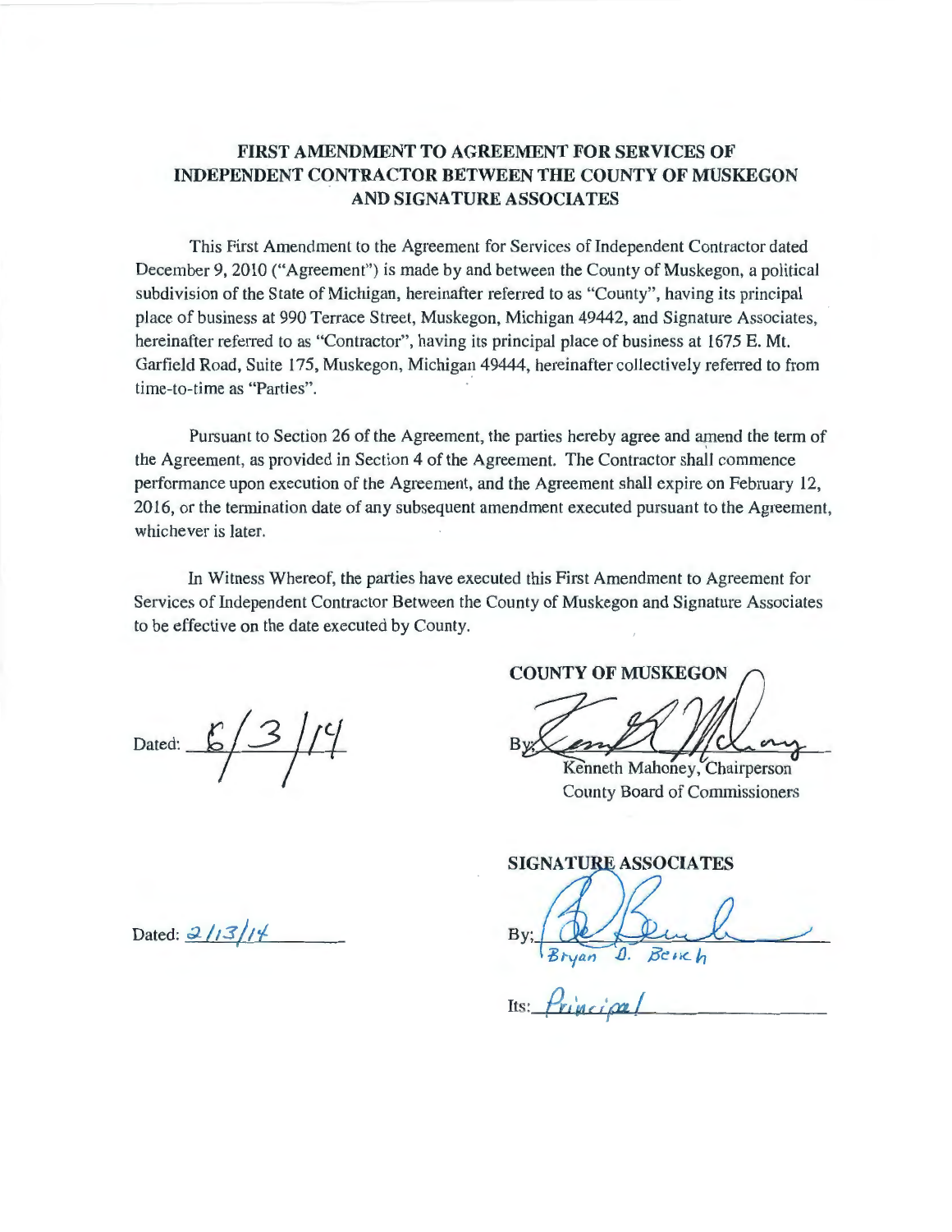# FIRST AMENDMENT TO AGREEMENT FOR SERVICES OF INDEPENDENT CONTRACTOR BETWEEN THE COUNTY OF MUSKEGON AND SIGNATURE ASSOCIATES

This First Amendment to the Agreement for Services of Independent Contractor dated December 9, 2010 ("Agreement") is made by and between the County of Muskegon, a political subdivision of the State of Michigan, hereinafter referred to as "County", having its principal place of business at 990 Terrace Street, Muskegon, Michigan 49442, and Signature Associates, hereinafter referred to as "Contractor", having its principal place of business at 1675 E. Mt. Garfield Road, Suite 175, Muskegon, Michigan 49444, hereinafter collectively referred to from time-to-time as "Parties".

Pursuant to Section 26 of the Agreement, the parties hereby agree and amend the term of the Agreement, as provided in Section 4 of the Agreement. The Contractor shall commence performance upon execution of the Agreement, and the Agreement shall expire on February 12, 2016, or the termination date of any subsequent amendment executed pursuant to the Agreement, whichever is later.

In Witness Whereof, the parties have executed this First Amendment to Agreement for Services of Independent Contractor Between the County of Muskegon and Signature Associates to be effective on the date executed by County.

**COUNTY OF MUSKEGON**

Dated: 6/3/14

By: _______________
Kenneth Mahoney, Chairperson
County Board of Commissioners

**SIGNATURE ASSOCIATES**

Dated: 2/13/14

By: _______________
Bryan D. Beck

Its: Principal